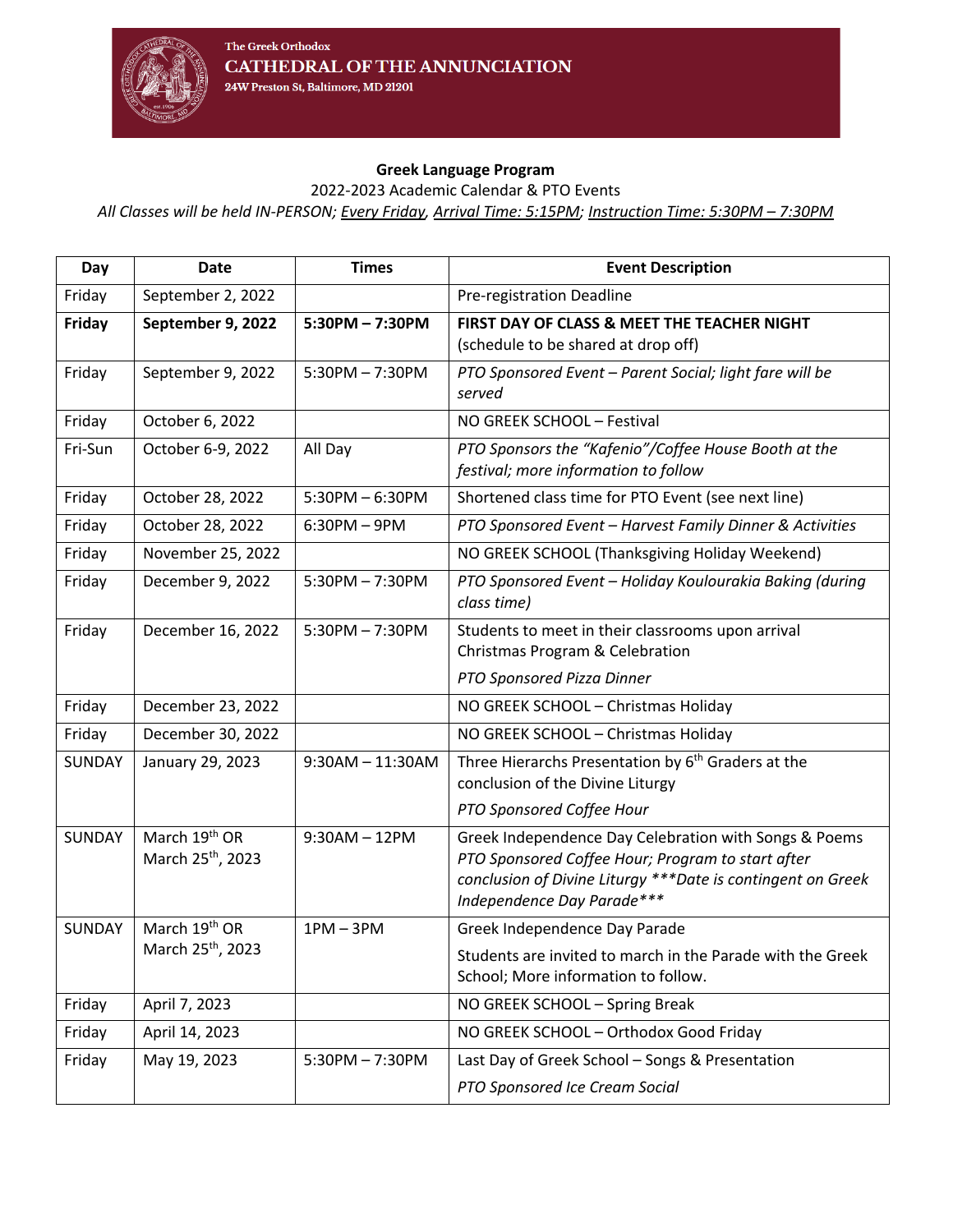The Greek Orthodox
**CATHEDRAL OF THE ANNUNCIATION**
24W Preston St, Baltimore, MD 21201

**Greek Language Program**

2022-2023 Academic Calendar & PTO Events

*All Classes will be held IN-PERSON; Every Friday, Arrival Time: 5:15PM; Instruction Time: 5:30PM – 7:30PM*

| Day | Date | Times | Event Description |
|---|---|---|---|
| Friday | September 2, 2022 | | Pre-registration Deadline |
| **Friday** | **September 9, 2022** | **5:30PM – 7:30PM** | **FIRST DAY OF CLASS & MEET THE TEACHER NIGHT** (schedule to be shared at drop off) |
| Friday | September 9, 2022 | 5:30PM – 7:30PM | *PTO Sponsored Event – Parent Social; light fare will be served* |
| Friday | October 6, 2022 | | NO GREEK SCHOOL – Festival |
| Fri-Sun | October 6-9, 2022 | All Day | *PTO Sponsors the "Kafenio"/Coffee House Booth at the festival; more information to follow* |
| Friday | October 28, 2022 | 5:30PM – 6:30PM | Shortened class time for PTO Event (see next line) |
| Friday | October 28, 2022 | 6:30PM – 9PM | *PTO Sponsored Event – Harvest Family Dinner & Activities* |
| Friday | November 25, 2022 | | NO GREEK SCHOOL (Thanksgiving Holiday Weekend) |
| Friday | December 9, 2022 | 5:30PM – 7:30PM | *PTO Sponsored Event – Holiday Koulourakia Baking (during class time)* |
| Friday | December 16, 2022 | 5:30PM – 7:30PM | Students to meet in their classrooms upon arrival Christmas Program & Celebration *PTO Sponsored Pizza Dinner* |
| Friday | December 23, 2022 | | NO GREEK SCHOOL – Christmas Holiday |
| Friday | December 30, 2022 | | NO GREEK SCHOOL – Christmas Holiday |
| SUNDAY | January 29, 2023 | 9:30AM – 11:30AM | Three Hierarchs Presentation by 6th Graders at the conclusion of the Divine Liturgy *PTO Sponsored Coffee Hour* |
| SUNDAY | March 19th OR March 25th, 2023 | 9:30AM – 12PM | Greek Independence Day Celebration with Songs & Poems *PTO Sponsored Coffee Hour; Program to start after conclusion of Divine Liturgy \*\*\*Date is contingent on Greek Independence Day Parade\*\*\** |
| SUNDAY | March 19th OR March 25th, 2023 | 1PM – 3PM | Greek Independence Day Parade Students are invited to march in the Parade with the Greek School; More information to follow. |
| Friday | April 7, 2023 | | NO GREEK SCHOOL – Spring Break |
| Friday | April 14, 2023 | | NO GREEK SCHOOL – Orthodox Good Friday |
| Friday | May 19, 2023 | 5:30PM – 7:30PM | Last Day of Greek School – Songs & Presentation *PTO Sponsored Ice Cream Social* |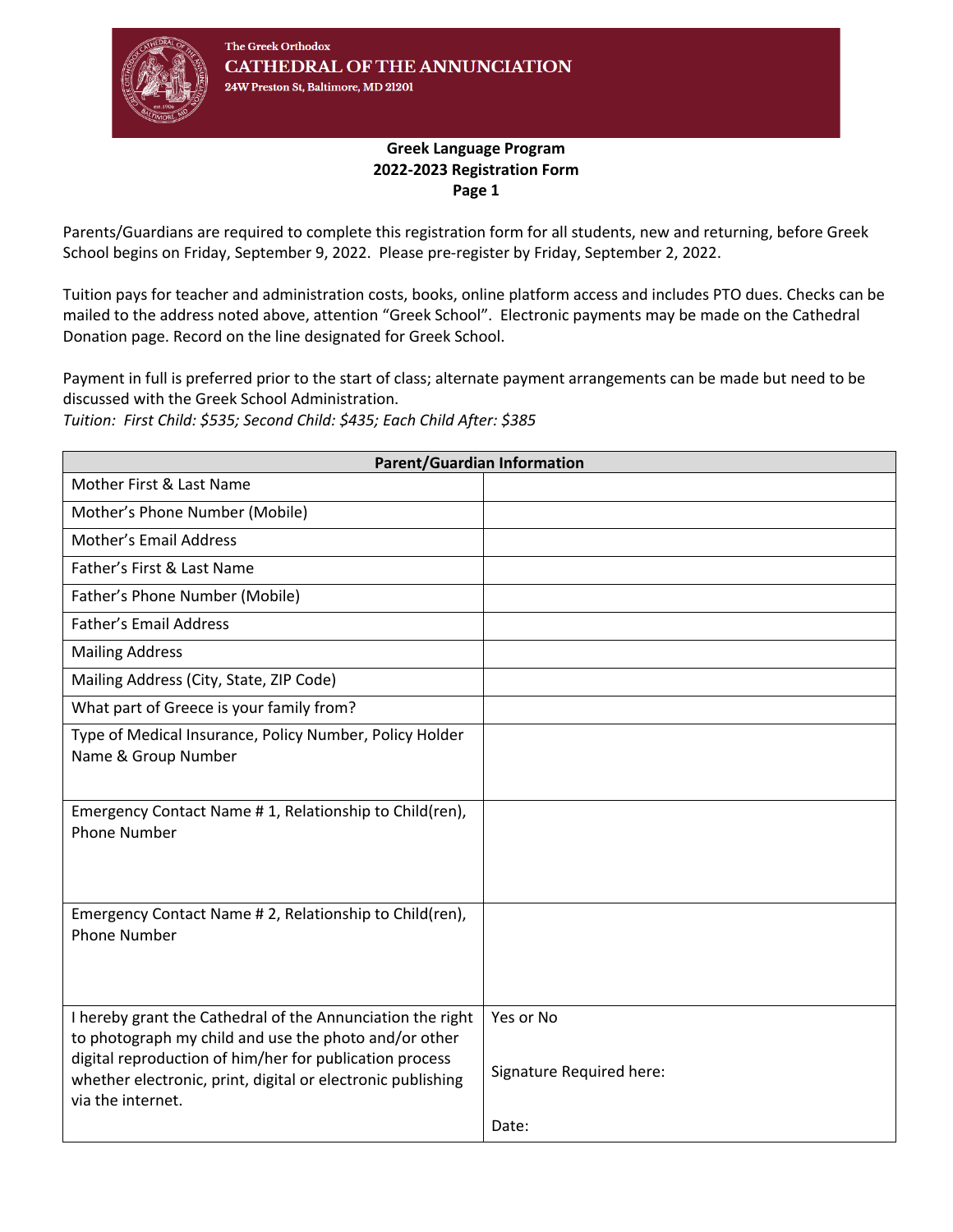The Greek Orthodox
**CATHEDRAL OF THE ANNUNCIATION**
24W Preston St, Baltimore, MD 21201

**Greek Language Program**
**2022-2023 Registration Form**
**Page 1**

Parents/Guardians are required to complete this registration form for all students, new and returning, before Greek School begins on Friday, September 9, 2022. Please pre-register by Friday, September 2, 2022.

Tuition pays for teacher and administration costs, books, online platform access and includes PTO dues. Checks can be mailed to the address noted above, attention "Greek School". Electronic payments may be made on the Cathedral Donation page. Record on the line designated for Greek School.

Payment in full is preferred prior to the start of class; alternate payment arrangements can be made but need to be discussed with the Greek School Administration.
*Tuition: First Child: $535; Second Child: $435; Each Child After: $385*

| Parent/Guardian Information | |
|---|---|
| Mother First & Last Name | |
| Mother's Phone Number (Mobile) | |
| Mother's Email Address | |
| Father's First & Last Name | |
| Father's Phone Number (Mobile) | |
| Father's Email Address | |
| Mailing Address | |
| Mailing Address (City, State, ZIP Code) | |
| What part of Greece is your family from? | |
| Type of Medical Insurance, Policy Number, Policy Holder Name & Group Number | |
| Emergency Contact Name # 1, Relationship to Child(ren), Phone Number | |
| Emergency Contact Name # 2, Relationship to Child(ren), Phone Number | |
| I hereby grant the Cathedral of the Annunciation the right to photograph my child and use the photo and/or other digital reproduction of him/her for publication process whether electronic, print, digital or electronic publishing via the internet. | Yes or No<br><br>Signature Required here:<br><br>Date: |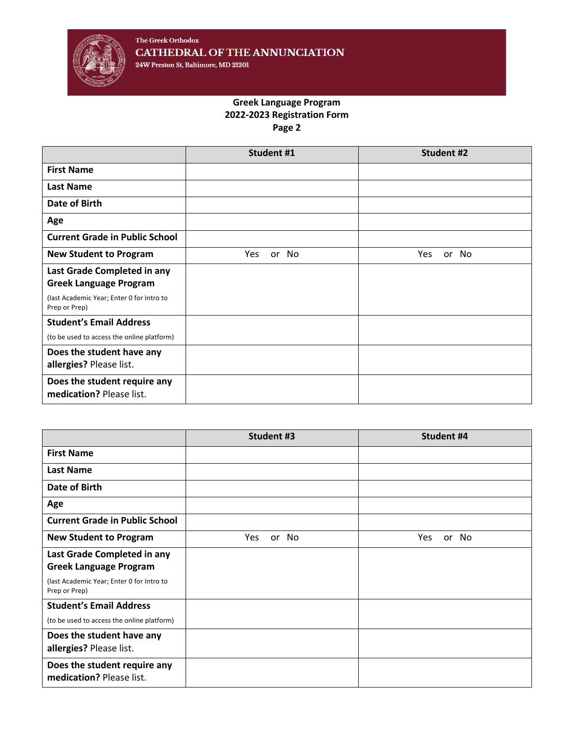The Greek Orthodox

CATHEDRAL OF THE ANNUNCIATION

24W Preston St, Baltimore, MD 21201

**Greek Language Program**
**2022-2023 Registration Form**
**Page 2**

| | Student #1 | Student #2 |
|---|---|---|
| **First Name** | | |
| **Last Name** | | |
| **Date of Birth** | | |
| **Age** | | |
| **Current Grade in Public School** | | |
| **New Student to Program** | Yes or No | Yes or No |
| **Last Grade Completed in any Greek Language Program** (last Academic Year; Enter 0 for Intro to Prep or Prep) | | |
| **Student's Email Address** (to be used to access the online platform) | | |
| **Does the student have any allergies?** Please list. | | |
| **Does the student require any medication?** Please list. | | |

| | Student #3 | Student #4 |
|---|---|---|
| **First Name** | | |
| **Last Name** | | |
| **Date of Birth** | | |
| **Age** | | |
| **Current Grade in Public School** | | |
| **New Student to Program** | Yes or No | Yes or No |
| **Last Grade Completed in any Greek Language Program** (last Academic Year; Enter 0 for Intro to Prep or Prep) | | |
| **Student's Email Address** (to be used to access the online platform) | | |
| **Does the student have any allergies?** Please list. | | |
| **Does the student require any medication?** Please list. | | |